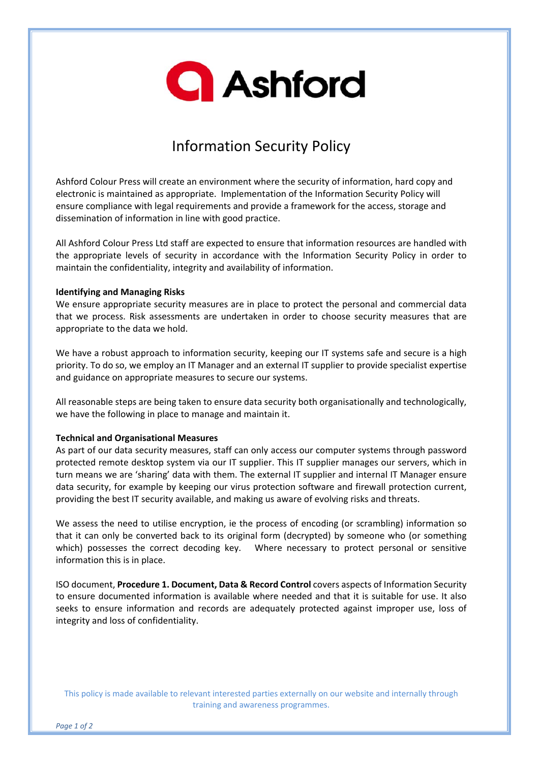# Ashford

## Information Security Policy

Ashford Colour Press will create an environment where the security of information, hard copy and electronic is maintained as appropriate. Implementation of the Information Security Policy will ensure compliance with legal requirements and provide a framework for the access, storage and dissemination of information in line with good practice.

All Ashford Colour Press Ltd staff are expected to ensure that information resources are handled with the appropriate levels of security in accordance with the Information Security Policy in order to maintain the confidentiality, integrity and availability of information.

**Identifying and Managing Risks**

We ensure appropriate security measures are in place to protect the personal and commercial data that we process. Risk assessments are undertaken in order to choose security measures that are appropriate to the data we hold.

We have a robust approach to information security, keeping our IT systems safe and secure is a high priority. To do so, we employ an IT Manager and an external IT supplier to provide specialist expertise and guidance on appropriate measures to secure our systems.

All reasonable steps are being taken to ensure data security both organisationally and technologically, we have the following in place to manage and maintain it.

**Technical and Organisational Measures**

As part of our data security measures, staff can only access our computer systems through password protected remote desktop system via our IT supplier. This IT supplier manages our servers, which in turn means we are 'sharing' data with them. The external IT supplier and internal IT Manager ensure data security, for example by keeping our virus protection software and firewall protection current, providing the best IT security available, and making us aware of evolving risks and threats.

We assess the need to utilise encryption, ie the process of encoding (or scrambling) information so that it can only be converted back to its original form (decrypted) by someone who (or something which) possesses the correct decoding key. Where necessary to protect personal or sensitive information this is in place.

ISO document, **Procedure 1. Document, Data & Record Control** covers aspects of Information Security to ensure documented information is available where needed and that it is suitable for use. It also seeks to ensure information and records are adequately protected against improper use, loss of integrity and loss of confidentiality.

This policy is made available to relevant interested parties externally on our website and internally through training and awareness programmes.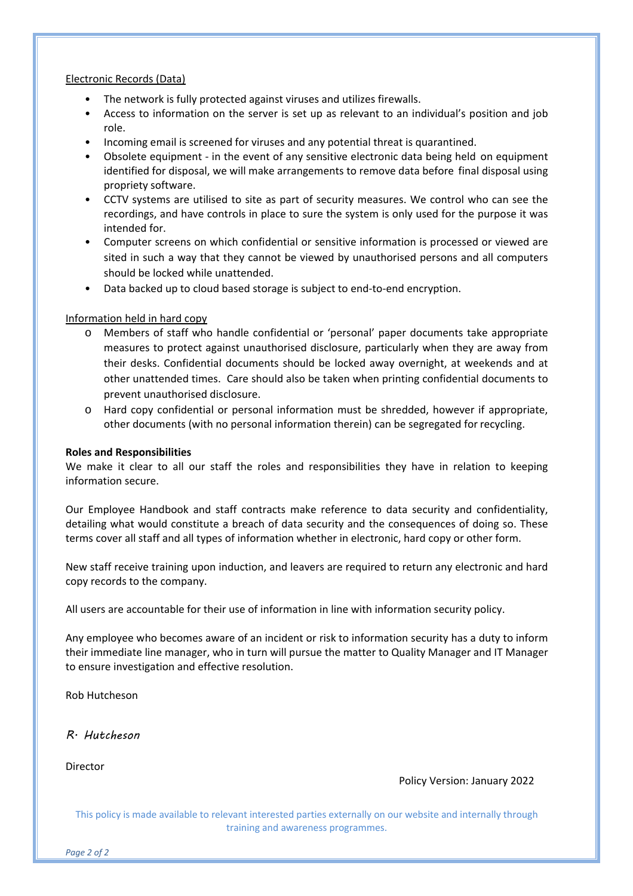Electronic Records (Data)

- The network is fully protected against viruses and utilizes firewalls.
- Access to information on the server is set up as relevant to an individual's position and job role.
- Incoming email is screened for viruses and any potential threat is quarantined.
- Obsolete equipment - in the event of any sensitive electronic data being held on equipment identified for disposal, we will make arrangements to remove data before final disposal using propriety software.
- CCTV systems are utilised to site as part of security measures. We control who can see the recordings, and have controls in place to sure the system is only used for the purpose it was intended for.
- Computer screens on which confidential or sensitive information is processed or viewed are sited in such a way that they cannot be viewed by unauthorised persons and all computers should be locked while unattended.
- Data backed up to cloud based storage is subject to end-to-end encryption.

Information held in hard copy

- Members of staff who handle confidential or 'personal' paper documents take appropriate measures to protect against unauthorised disclosure, particularly when they are away from their desks. Confidential documents should be locked away overnight, at weekends and at other unattended times. Care should also be taken when printing confidential documents to prevent unauthorised disclosure.
- Hard copy confidential or personal information must be shredded, however if appropriate, other documents (with no personal information therein) can be segregated for recycling.

**Roles and Responsibilities**

We make it clear to all our staff the roles and responsibilities they have in relation to keeping information secure.

Our Employee Handbook and staff contracts make reference to data security and confidentiality, detailing what would constitute a breach of data security and the consequences of doing so. These terms cover all staff and all types of information whether in electronic, hard copy or other form.

New staff receive training upon induction, and leavers are required to return any electronic and hard copy records to the company.

All users are accountable for their use of information in line with information security policy.

Any employee who becomes aware of an incident or risk to information security has a duty to inform their immediate line manager, who in turn will pursue the matter to Quality Manager and IT Manager to ensure investigation and effective resolution.

Rob Hutcheson

*R. Hutcheson*

Director

Policy Version: January 2022

This policy is made available to relevant interested parties externally on our website and internally through training and awareness programmes.